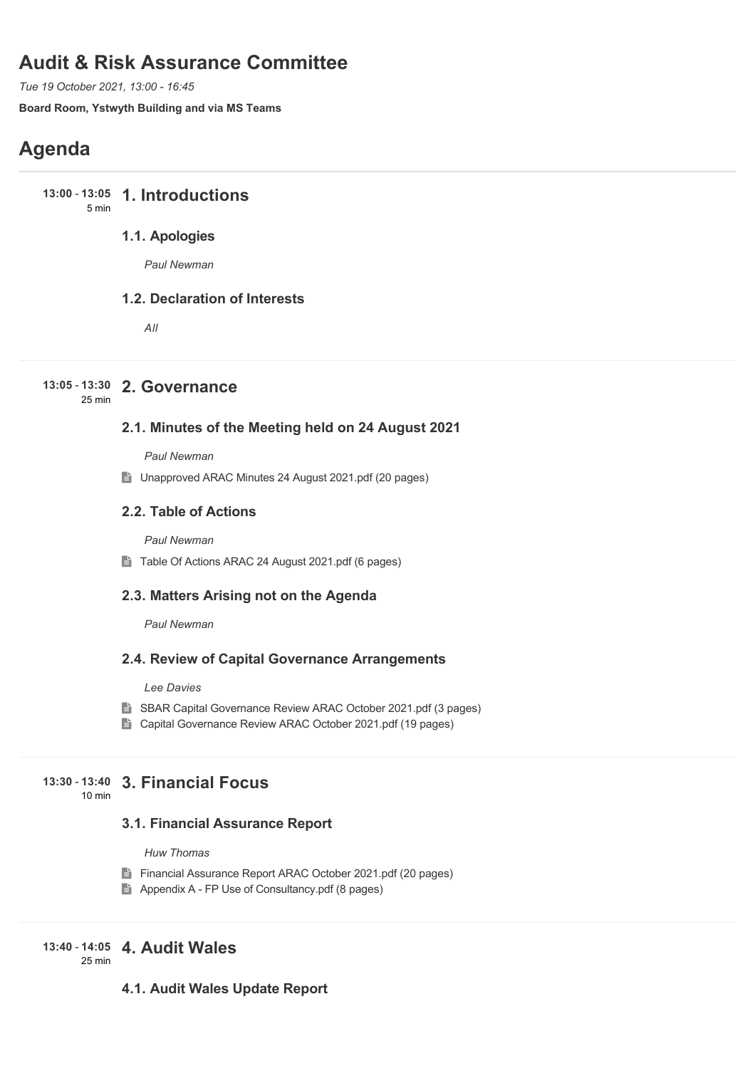# Audit & Risk Assurance Committee

*Tue 19 October 2021, 13:00 - 16:45*

**Board Room, Ystwyth Building and via MS Teams**

# Agenda

## 13:00 - 13:05 (5 min) 1. Introductions

### 1.1. Apologies

*Paul Newman*

### 1.2. Declaration of Interests

*All*

## 13:05 - 13:30 (25 min) 2. Governance

### 2.1. Minutes of the Meeting held on 24 August 2021

*Paul Newman*

- Unapproved ARAC Minutes 24 August 2021.pdf (20 pages)

### 2.2. Table of Actions

*Paul Newman*

- Table Of Actions ARAC 24 August 2021.pdf (6 pages)

### 2.3. Matters Arising not on the Agenda

*Paul Newman*

### 2.4. Review of Capital Governance Arrangements

*Lee Davies*

- SBAR Capital Governance Review ARAC October 2021.pdf (3 pages)
- Capital Governance Review ARAC October 2021.pdf (19 pages)

## 13:30 - 13:40 (10 min) 3. Financial Focus

### 3.1. Financial Assurance Report

*Huw Thomas*

- Financial Assurance Report ARAC October 2021.pdf (20 pages)
- Appendix A - FP Use of Consultancy.pdf (8 pages)

## 13:40 - 14:05 (25 min) 4. Audit Wales

### 4.1. Audit Wales Update Report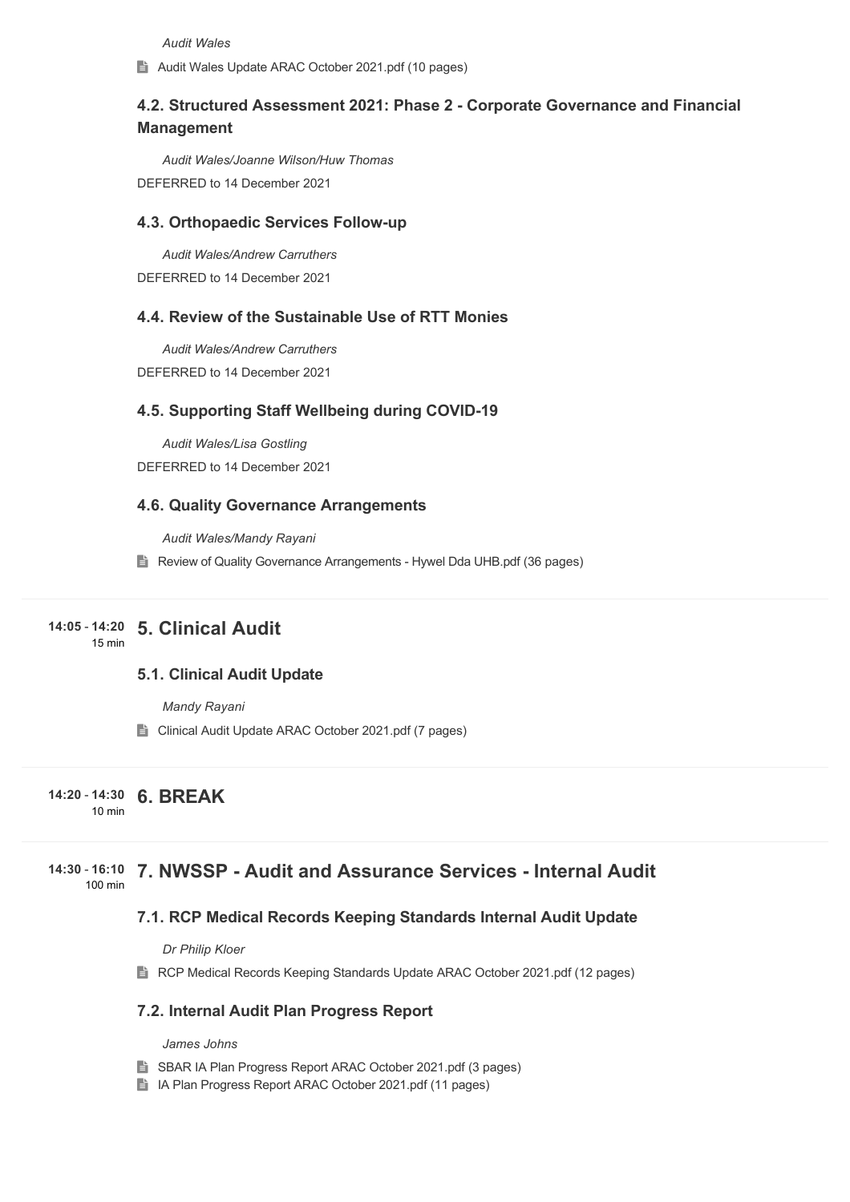*Audit Wales*

Audit Wales Update ARAC October 2021.pdf (10 pages)

### 4.2. Structured Assessment 2021: Phase 2 - Corporate Governance and Financial Management

*Audit Wales/Joanne Wilson/Huw Thomas*

DEFERRED to 14 December 2021

### 4.3. Orthopaedic Services Follow-up

*Audit Wales/Andrew Carruthers*

DEFERRED to 14 December 2021

### 4.4. Review of the Sustainable Use of RTT Monies

*Audit Wales/Andrew Carruthers*

DEFERRED to 14 December 2021

### 4.5. Supporting Staff Wellbeing during COVID-19

*Audit Wales/Lisa Gostling*

DEFERRED to 14 December 2021

### 4.6. Quality Governance Arrangements

*Audit Wales/Mandy Rayani*

Review of Quality Governance Arrangements - Hywel Dda UHB.pdf (36 pages)

## 5. Clinical Audit

**14:05 - 14:20** 15 min

### 5.1. Clinical Audit Update

*Mandy Rayani*

Clinical Audit Update ARAC October 2021.pdf (7 pages)

## 6. BREAK

**14:20 - 14:30** 10 min

## 7. NWSSP - Audit and Assurance Services - Internal Audit

**14:30 - 16:10** 100 min

### 7.1. RCP Medical Records Keeping Standards Internal Audit Update

*Dr Philip Kloer*

RCP Medical Records Keeping Standards Update ARAC October 2021.pdf (12 pages)

### 7.2. Internal Audit Plan Progress Report

*James Johns*

SBAR IA Plan Progress Report ARAC October 2021.pdf (3 pages)

IA Plan Progress Report ARAC October 2021.pdf (11 pages)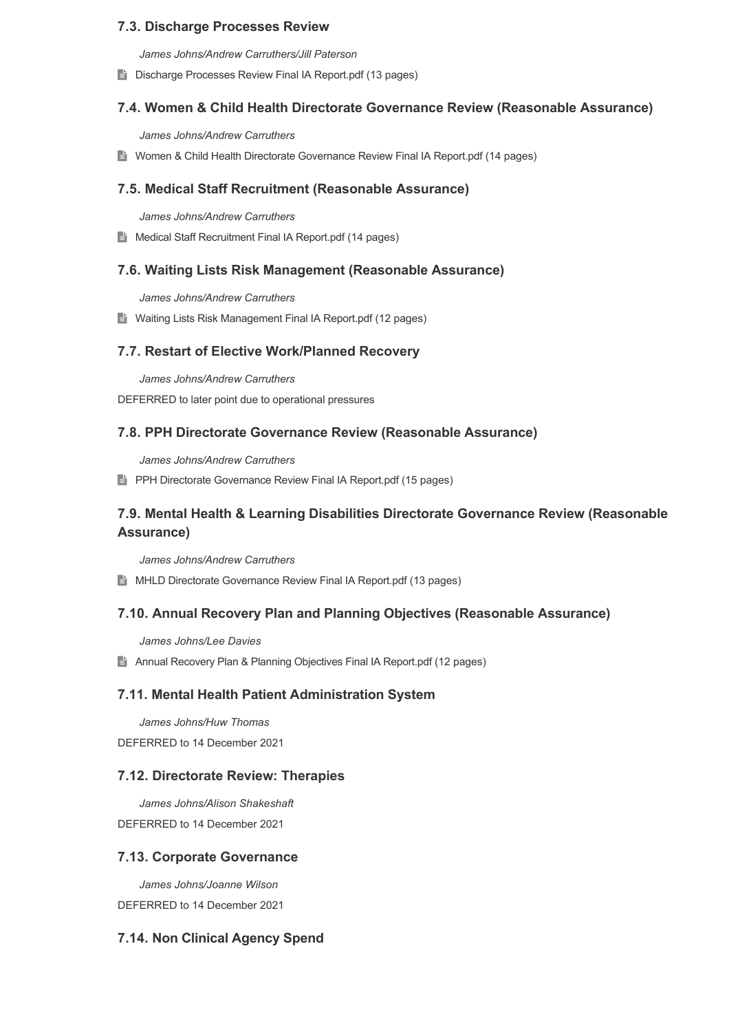### 7.3. Discharge Processes Review

*James Johns/Andrew Carruthers/Jill Paterson*

Discharge Processes Review Final IA Report.pdf (13 pages)

### 7.4. Women & Child Health Directorate Governance Review (Reasonable Assurance)

*James Johns/Andrew Carruthers*

Women & Child Health Directorate Governance Review Final IA Report.pdf (14 pages)

### 7.5. Medical Staff Recruitment (Reasonable Assurance)

*James Johns/Andrew Carruthers*

Medical Staff Recruitment Final IA Report.pdf (14 pages)

### 7.6. Waiting Lists Risk Management (Reasonable Assurance)

*James Johns/Andrew Carruthers*

Waiting Lists Risk Management Final IA Report.pdf (12 pages)

### 7.7. Restart of Elective Work/Planned Recovery

*James Johns/Andrew Carruthers*

DEFERRED to later point due to operational pressures

### 7.8. PPH Directorate Governance Review (Reasonable Assurance)

*James Johns/Andrew Carruthers*

PPH Directorate Governance Review Final IA Report.pdf (15 pages)

### 7.9. Mental Health & Learning Disabilities Directorate Governance Review (Reasonable Assurance)

*James Johns/Andrew Carruthers*

MHLD Directorate Governance Review Final IA Report.pdf (13 pages)

### 7.10. Annual Recovery Plan and Planning Objectives (Reasonable Assurance)

*James Johns/Lee Davies*

Annual Recovery Plan & Planning Objectives Final IA Report.pdf (12 pages)

### 7.11. Mental Health Patient Administration System

*James Johns/Huw Thomas*

DEFERRED to 14 December 2021

### 7.12. Directorate Review: Therapies

*James Johns/Alison Shakeshaft*

DEFERRED to 14 December 2021

### 7.13. Corporate Governance

*James Johns/Joanne Wilson*

DEFERRED to 14 December 2021

### 7.14. Non Clinical Agency Spend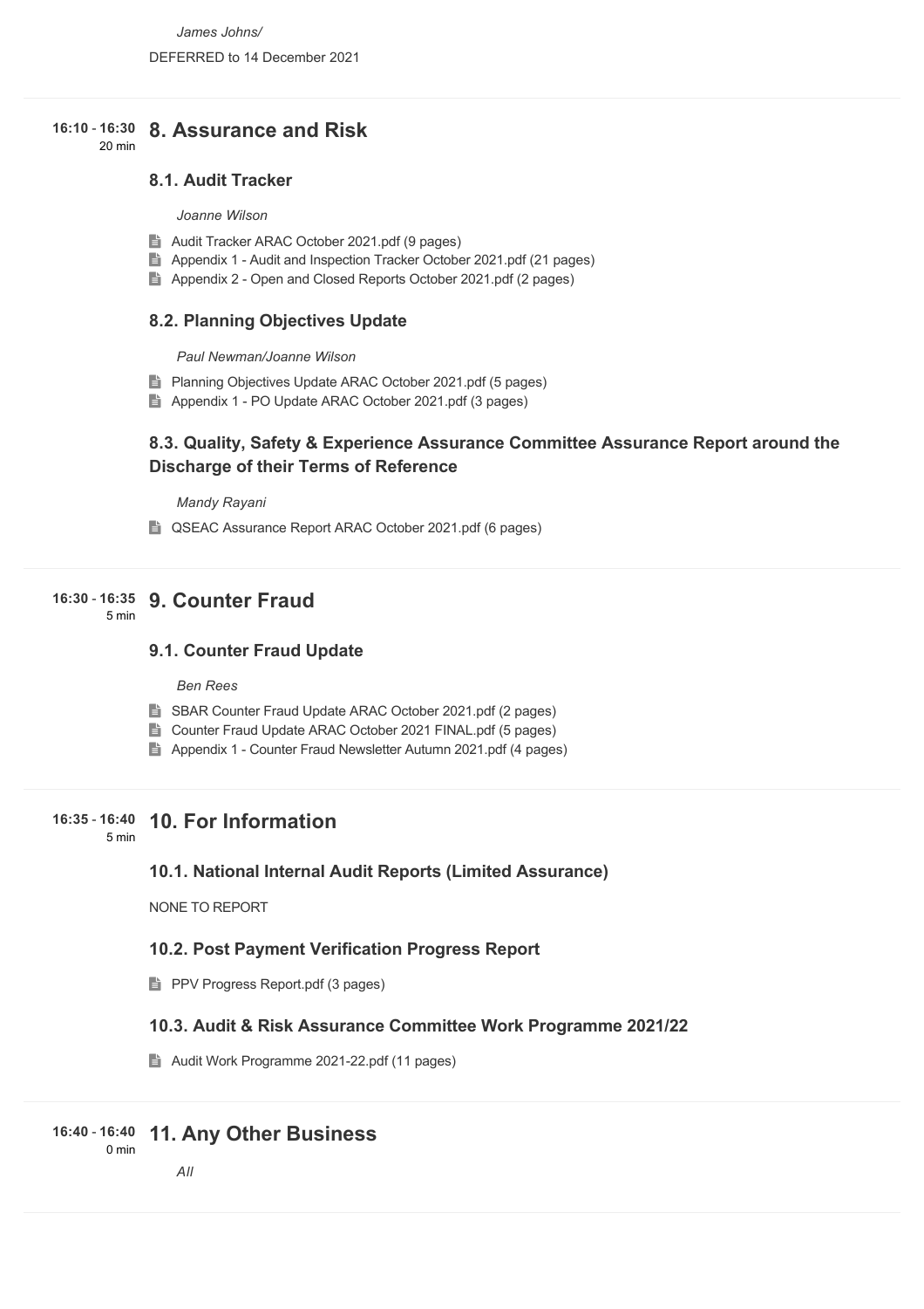*James Johns/*

DEFERRED to 14 December 2021

16:10 - 16:30
20 min

## 8. Assurance and Risk

### 8.1. Audit Tracker

*Joanne Wilson*

- Audit Tracker ARAC October 2021.pdf (9 pages)
- Appendix 1 - Audit and Inspection Tracker October 2021.pdf (21 pages)
- Appendix 2 - Open and Closed Reports October 2021.pdf (2 pages)

### 8.2. Planning Objectives Update

*Paul Newman/Joanne Wilson*

- Planning Objectives Update ARAC October 2021.pdf (5 pages)
- Appendix 1 - PO Update ARAC October 2021.pdf (3 pages)

### 8.3. Quality, Safety & Experience Assurance Committee Assurance Report around the Discharge of their Terms of Reference

*Mandy Rayani*

- QSEAC Assurance Report ARAC October 2021.pdf (6 pages)

16:30 - 16:35
5 min

## 9. Counter Fraud

### 9.1. Counter Fraud Update

*Ben Rees*

- SBAR Counter Fraud Update ARAC October 2021.pdf (2 pages)
- Counter Fraud Update ARAC October 2021 FINAL.pdf (5 pages)
- Appendix 1 - Counter Fraud Newsletter Autumn 2021.pdf (4 pages)

16:35 - 16:40
5 min

## 10. For Information

### 10.1. National Internal Audit Reports (Limited Assurance)

NONE TO REPORT

### 10.2. Post Payment Verification Progress Report

- PPV Progress Report.pdf (3 pages)

### 10.3. Audit & Risk Assurance Committee Work Programme 2021/22

- Audit Work Programme 2021-22.pdf (11 pages)

16:40 - 16:40
0 min

## 11. Any Other Business

*All*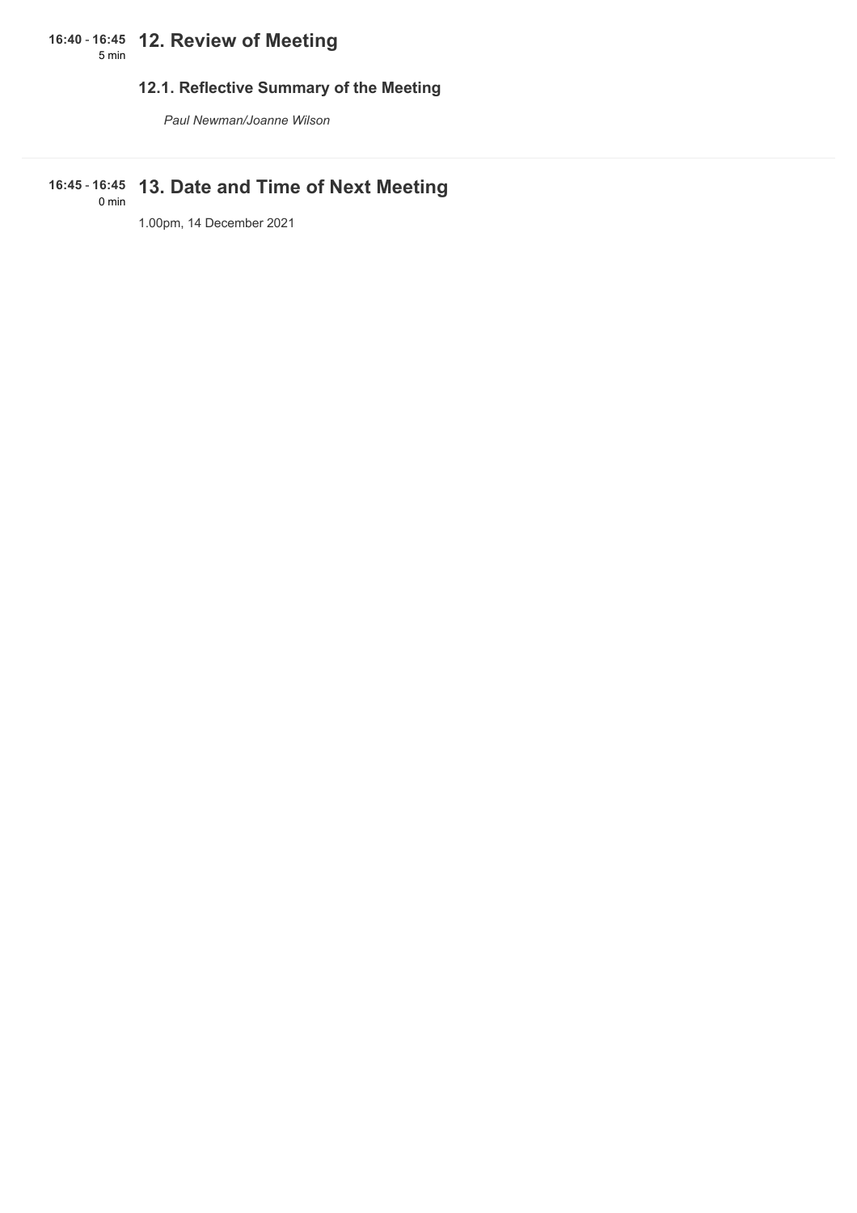16:40 - 16:45
5 min

## 12. Review of Meeting

### 12.1. Reflective Summary of the Meeting

*Paul Newman/Joanne Wilson*

16:45 - 16:45
0 min

## 13. Date and Time of Next Meeting

1.00pm, 14 December 2021